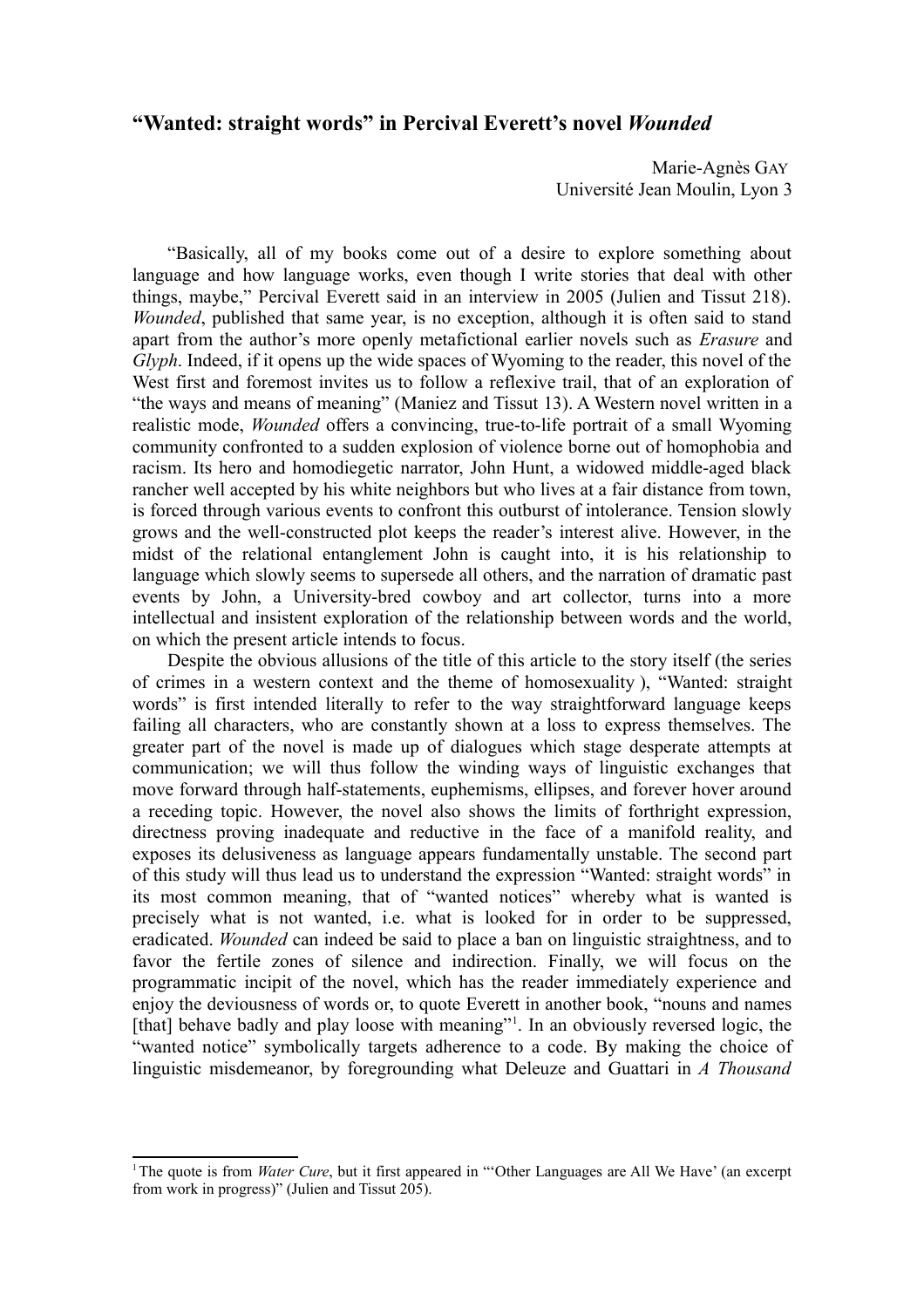# "Wanted: straight words" in Percival Everett's novel *Wounded*

Marie-Agnès GAY
Université Jean Moulin, Lyon 3

"Basically, all of my books come out of a desire to explore something about language and how language works, even though I write stories that deal with other things, maybe," Percival Everett said in an interview in 2005 (Julien and Tissut 218). *Wounded*, published that same year, is no exception, although it is often said to stand apart from the author's more openly metafictional earlier novels such as *Erasure* and *Glyph*. Indeed, if it opens up the wide spaces of Wyoming to the reader, this novel of the West first and foremost invites us to follow a reflexive trail, that of an exploration of "the ways and means of meaning" (Maniez and Tissut 13). A Western novel written in a realistic mode, *Wounded* offers a convincing, true-to-life portrait of a small Wyoming community confronted to a sudden explosion of violence borne out of homophobia and racism. Its hero and homodiegetic narrator, John Hunt, a widowed middle-aged black rancher well accepted by his white neighbors but who lives at a fair distance from town, is forced through various events to confront this outburst of intolerance. Tension slowly grows and the well-constructed plot keeps the reader's interest alive. However, in the midst of the relational entanglement John is caught into, it is his relationship to language which slowly seems to supersede all others, and the narration of dramatic past events by John, a University-bred cowboy and art collector, turns into a more intellectual and insistent exploration of the relationship between words and the world, on which the present article intends to focus.

Despite the obvious allusions of the title of this article to the story itself (the series of crimes in a western context and the theme of homosexuality ), "Wanted: straight words" is first intended literally to refer to the way straightforward language keeps failing all characters, who are constantly shown at a loss to express themselves. The greater part of the novel is made up of dialogues which stage desperate attempts at communication; we will thus follow the winding ways of linguistic exchanges that move forward through half-statements, euphemisms, ellipses, and forever hover around a receding topic. However, the novel also shows the limits of forthright expression, directness proving inadequate and reductive in the face of a manifold reality, and exposes its delusiveness as language appears fundamentally unstable. The second part of this study will thus lead us to understand the expression "Wanted: straight words" in its most common meaning, that of "wanted notices" whereby what is wanted is precisely what is not wanted, i.e. what is looked for in order to be suppressed, eradicated. *Wounded* can indeed be said to place a ban on linguistic straightness, and to favor the fertile zones of silence and indirection. Finally, we will focus on the programmatic incipit of the novel, which has the reader immediately experience and enjoy the deviousness of words or, to quote Everett in another book, "nouns and names [that] behave badly and play loose with meaning"[1]. In an obviously reversed logic, the "wanted notice" symbolically targets adherence to a code. By making the choice of linguistic misdemeanor, by foregrounding what Deleuze and Guattari in *A Thousand*

[1] The quote is from *Water Cure*, but it first appeared in "'Other Languages are All We Have' (an excerpt from work in progress)" (Julien and Tissut 205).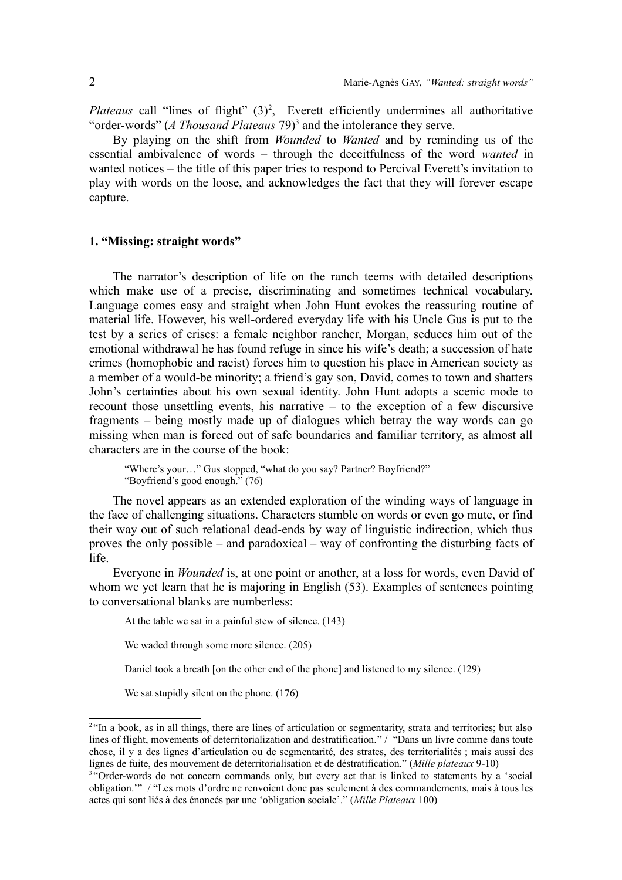*Plateaus* call "lines of flight" (3)[2], Everett efficiently undermines all authoritative "order-words" (*A Thousand Plateaus* 79)[3] and the intolerance they serve.

By playing on the shift from *Wounded* to *Wanted* and by reminding us of the essential ambivalence of words – through the deceitfulness of the word *wanted* in wanted notices – the title of this paper tries to respond to Percival Everett's invitation to play with words on the loose, and acknowledges the fact that they will forever escape capture.

## 1. "Missing: straight words"

The narrator's description of life on the ranch teems with detailed descriptions which make use of a precise, discriminating and sometimes technical vocabulary. Language comes easy and straight when John Hunt evokes the reassuring routine of material life. However, his well-ordered everyday life with his Uncle Gus is put to the test by a series of crises: a female neighbor rancher, Morgan, seduces him out of the emotional withdrawal he has found refuge in since his wife's death; a succession of hate crimes (homophobic and racist) forces him to question his place in American society as a member of a would-be minority; a friend's gay son, David, comes to town and shatters John's certainties about his own sexual identity. John Hunt adopts a scenic mode to recount those unsettling events, his narrative – to the exception of a few discursive fragments – being mostly made up of dialogues which betray the way words can go missing when man is forced out of safe boundaries and familiar territory, as almost all characters are in the course of the book:

> "Where's your…" Gus stopped, "what do you say? Partner? Boyfriend?"
> "Boyfriend's good enough." (76)

The novel appears as an extended exploration of the winding ways of language in the face of challenging situations. Characters stumble on words or even go mute, or find their way out of such relational dead-ends by way of linguistic indirection, which thus proves the only possible – and paradoxical – way of confronting the disturbing facts of life.

Everyone in *Wounded* is, at one point or another, at a loss for words, even David of whom we yet learn that he is majoring in English (53). Examples of sentences pointing to conversational blanks are numberless:

> At the table we sat in a painful stew of silence. (143)

> We waded through some more silence. (205)

> Daniel took a breath [on the other end of the phone] and listened to my silence. (129)

> We sat stupidly silent on the phone. (176)

---

[2] "In a book, as in all things, there are lines of articulation or segmentarity, strata and territories; but also lines of flight, movements of deterritorialization and destratification." / "Dans un livre comme dans toute chose, il y a des lignes d'articulation ou de segmentarité, des strates, des territorialités ; mais aussi des lignes de fuite, des mouvement de déterritorialisation et de déstratification." (*Mille plateaux* 9-10)

[3] "Order-words do not concern commands only, but every act that is linked to statements by a 'social obligation.'" / "Les mots d'ordre ne renvoient donc pas seulement à des commandements, mais à tous les actes qui sont liés à des énoncés par une 'obligation sociale'." (*Mille Plateaux* 100)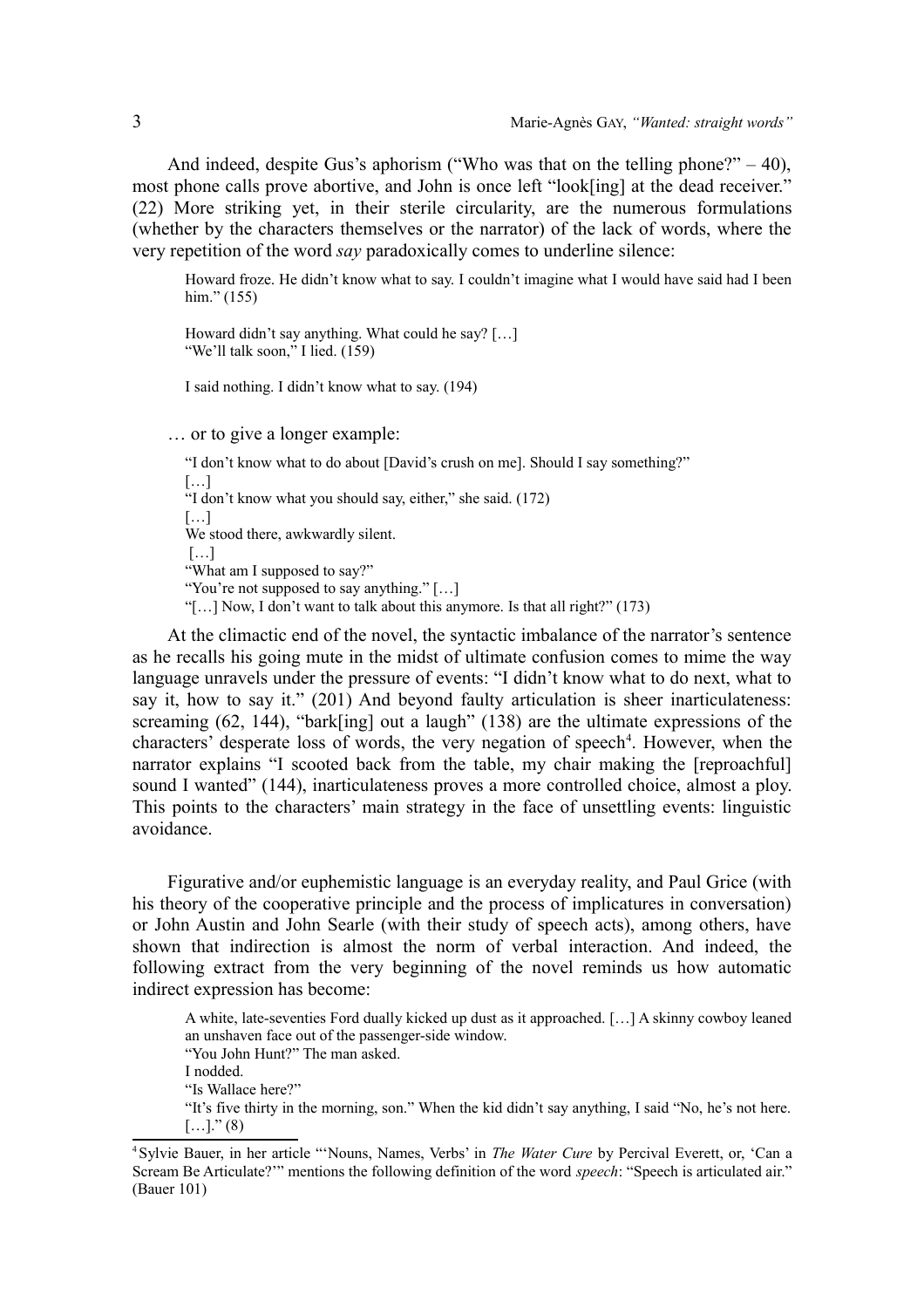And indeed, despite Gus's aphorism ("Who was that on the telling phone?" – 40), most phone calls prove abortive, and John is once left "look[ing] at the dead receiver." (22) More striking yet, in their sterile circularity, are the numerous formulations (whether by the characters themselves or the narrator) of the lack of words, where the very repetition of the word *say* paradoxically comes to underline silence:

> Howard froze. He didn't know what to say. I couldn't imagine what I would have said had I been him." (155)
>
> Howard didn't say anything. What could he say? […]
> "We'll talk soon," I lied. (159)
>
> I said nothing. I didn't know what to say. (194)

… or to give a longer example:

> "I don't know what to do about [David's crush on me]. Should I say something?"
> […]
> "I don't know what you should say, either," she said. (172)
> […]
> We stood there, awkwardly silent.
> […]
> "What am I supposed to say?"
> "You're not supposed to say anything." […]
> "[…] Now, I don't want to talk about this anymore. Is that all right?" (173)

At the climactic end of the novel, the syntactic imbalance of the narrator's sentence as he recalls his going mute in the midst of ultimate confusion comes to mime the way language unravels under the pressure of events: "I didn't know what to do next, what to say it, how to say it." (201) And beyond faulty articulation is sheer inarticulateness: screaming (62, 144), "bark[ing] out a laugh" (138) are the ultimate expressions of the characters' desperate loss of words, the very negation of speech[4]. However, when the narrator explains "I scooted back from the table, my chair making the [reproachful] sound I wanted" (144), inarticulateness proves a more controlled choice, almost a ploy. This points to the characters' main strategy in the face of unsettling events: linguistic avoidance.

Figurative and/or euphemistic language is an everyday reality, and Paul Grice (with his theory of the cooperative principle and the process of implicatures in conversation) or John Austin and John Searle (with their study of speech acts), among others, have shown that indirection is almost the norm of verbal interaction. And indeed, the following extract from the very beginning of the novel reminds us how automatic indirect expression has become:

> A white, late-seventies Ford dually kicked up dust as it approached. […] A skinny cowboy leaned an unshaven face out of the passenger-side window.
> "You John Hunt?" The man asked.
> I nodded.
> "Is Wallace here?"
> "It's five thirty in the morning, son." When the kid didn't say anything, I said "No, he's not here. […]." (8)

---

[4] Sylvie Bauer, in her article "'Nouns, Names, Verbs' in *The Water Cure* by Percival Everett, or, 'Can a Scream Be Articulate?'" mentions the following definition of the word *speech*: "Speech is articulated air." (Bauer 101)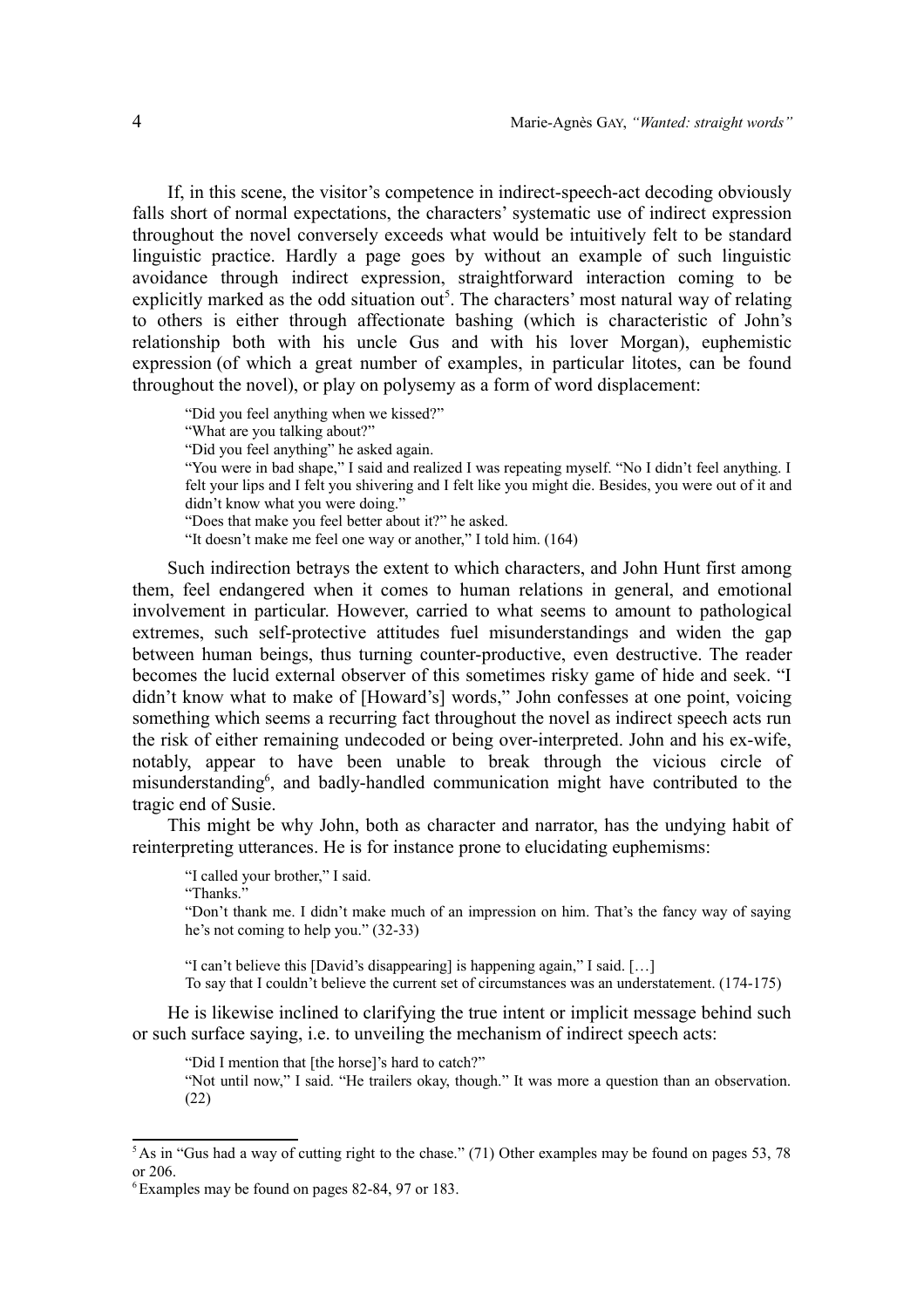If, in this scene, the visitor's competence in indirect-speech-act decoding obviously falls short of normal expectations, the characters' systematic use of indirect expression throughout the novel conversely exceeds what would be intuitively felt to be standard linguistic practice. Hardly a page goes by without an example of such linguistic avoidance through indirect expression, straightforward interaction coming to be explicitly marked as the odd situation out[5]. The characters' most natural way of relating to others is either through affectionate bashing (which is characteristic of John's relationship both with his uncle Gus and with his lover Morgan), euphemistic expression (of which a great number of examples, in particular litotes, can be found throughout the novel), or play on polysemy as a form of word displacement:

> "Did you feel anything when we kissed?"
> "What are you talking about?"
> "Did you feel anything" he asked again.
> "You were in bad shape," I said and realized I was repeating myself. "No I didn't feel anything. I felt your lips and I felt you shivering and I felt like you might die. Besides, you were out of it and didn't know what you were doing."
> "Does that make you feel better about it?" he asked.
> "It doesn't make me feel one way or another," I told him. (164)

Such indirection betrays the extent to which characters, and John Hunt first among them, feel endangered when it comes to human relations in general, and emotional involvement in particular. However, carried to what seems to amount to pathological extremes, such self-protective attitudes fuel misunderstandings and widen the gap between human beings, thus turning counter-productive, even destructive. The reader becomes the lucid external observer of this sometimes risky game of hide and seek. "I didn't know what to make of [Howard's] words," John confesses at one point, voicing something which seems a recurring fact throughout the novel as indirect speech acts run the risk of either remaining undecoded or being over-interpreted. John and his ex-wife, notably, appear to have been unable to break through the vicious circle of misunderstanding[6], and badly-handled communication might have contributed to the tragic end of Susie.

This might be why John, both as character and narrator, has the undying habit of reinterpreting utterances. He is for instance prone to elucidating euphemisms:

> "I called your brother," I said.
> "Thanks."
> "Don't thank me. I didn't make much of an impression on him. That's the fancy way of saying he's not coming to help you." (32-33)

> "I can't believe this [David's disappearing] is happening again," I said. […]
> To say that I couldn't believe the current set of circumstances was an understatement. (174-175)

He is likewise inclined to clarifying the true intent or implicit message behind such or such surface saying, i.e. to unveiling the mechanism of indirect speech acts:

> "Did I mention that [the horse]'s hard to catch?"
> "Not until now," I said. "He trailers okay, though." It was more a question than an observation. (22)

---

[5] As in "Gus had a way of cutting right to the chase." (71) Other examples may be found on pages 53, 78 or 206.

[6] Examples may be found on pages 82-84, 97 or 183.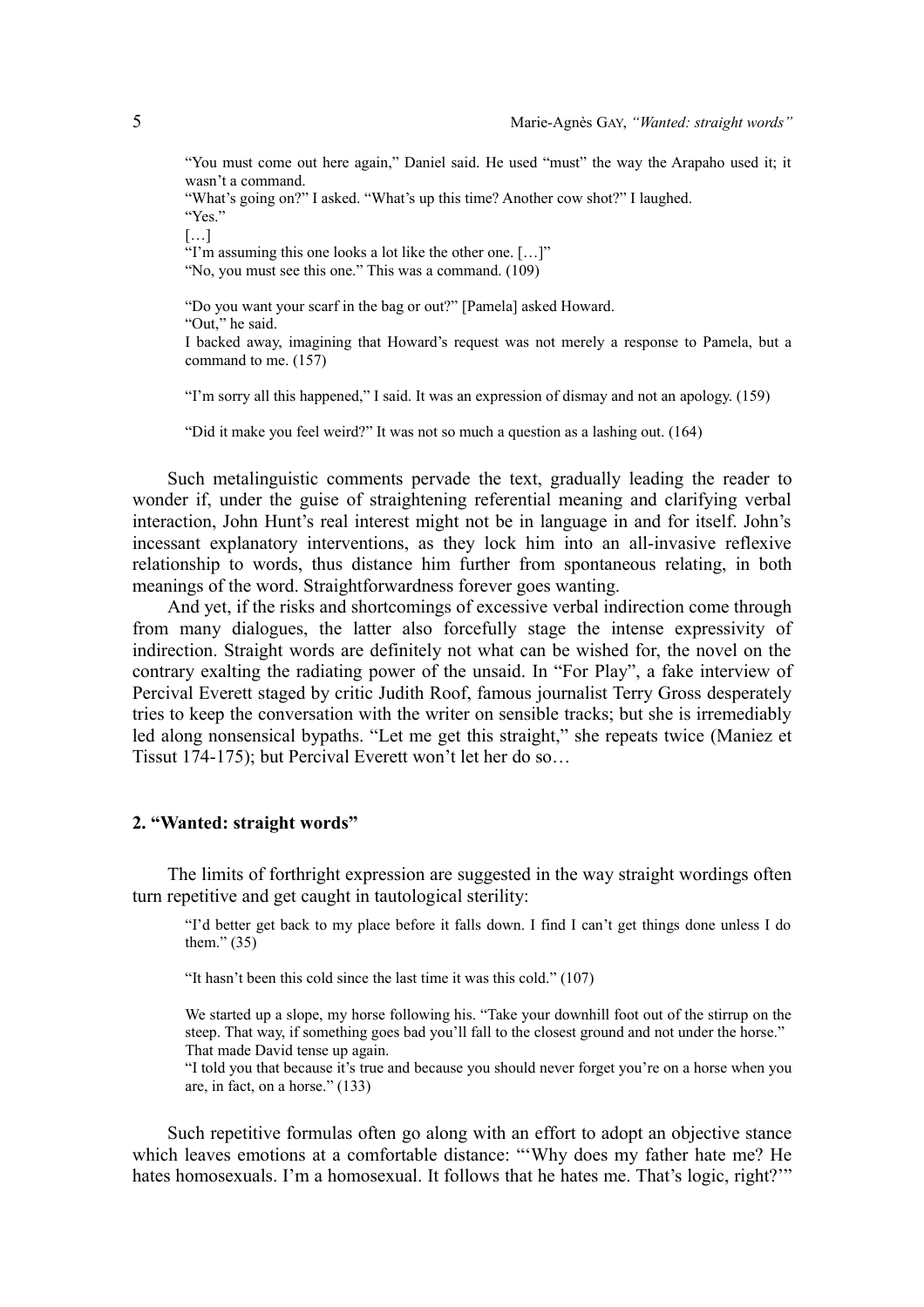> "You must come out here again," Daniel said. He used "must" the way the Arapaho used it; it wasn't a command.
> "What's going on?" I asked. "What's up this time? Another cow shot?" I laughed.
> "Yes."
> […]
> "I'm assuming this one looks a lot like the other one. […]"
> "No, you must see this one." This was a command. (109)

> "Do you want your scarf in the bag or out?" [Pamela] asked Howard.
> "Out," he said.
> I backed away, imagining that Howard's request was not merely a response to Pamela, but a command to me. (157)

> "I'm sorry all this happened," I said. It was an expression of dismay and not an apology. (159)

> "Did it make you feel weird?" It was not so much a question as a lashing out. (164)

Such metalinguistic comments pervade the text, gradually leading the reader to wonder if, under the guise of straightening referential meaning and clarifying verbal interaction, John Hunt's real interest might not be in language in and for itself. John's incessant explanatory interventions, as they lock him into an all-invasive reflexive relationship to words, thus distance him further from spontaneous relating, in both meanings of the word. Straightforwardness forever goes wanting.

And yet, if the risks and shortcomings of excessive verbal indirection come through from many dialogues, the latter also forcefully stage the intense expressivity of indirection. Straight words are definitely not what can be wished for, the novel on the contrary exalting the radiating power of the unsaid. In "For Play", a fake interview of Percival Everett staged by critic Judith Roof, famous journalist Terry Gross desperately tries to keep the conversation with the writer on sensible tracks; but she is irremediably led along nonsensical bypaths. "Let me get this straight," she repeats twice (Maniez et Tissut 174-175); but Percival Everett won't let her do so…

## 2. "Wanted: straight words"

The limits of forthright expression are suggested in the way straight wordings often turn repetitive and get caught in tautological sterility:

> "I'd better get back to my place before it falls down. I find I can't get things done unless I do them." (35)

> "It hasn't been this cold since the last time it was this cold." (107)

> We started up a slope, my horse following his. "Take your downhill foot out of the stirrup on the steep. That way, if something goes bad you'll fall to the closest ground and not under the horse." That made David tense up again.
> "I told you that because it's true and because you should never forget you're on a horse when you are, in fact, on a horse." (133)

Such repetitive formulas often go along with an effort to adopt an objective stance which leaves emotions at a comfortable distance: "'Why does my father hate me? He hates homosexuals. I'm a homosexual. It follows that he hates me. That's logic, right?'"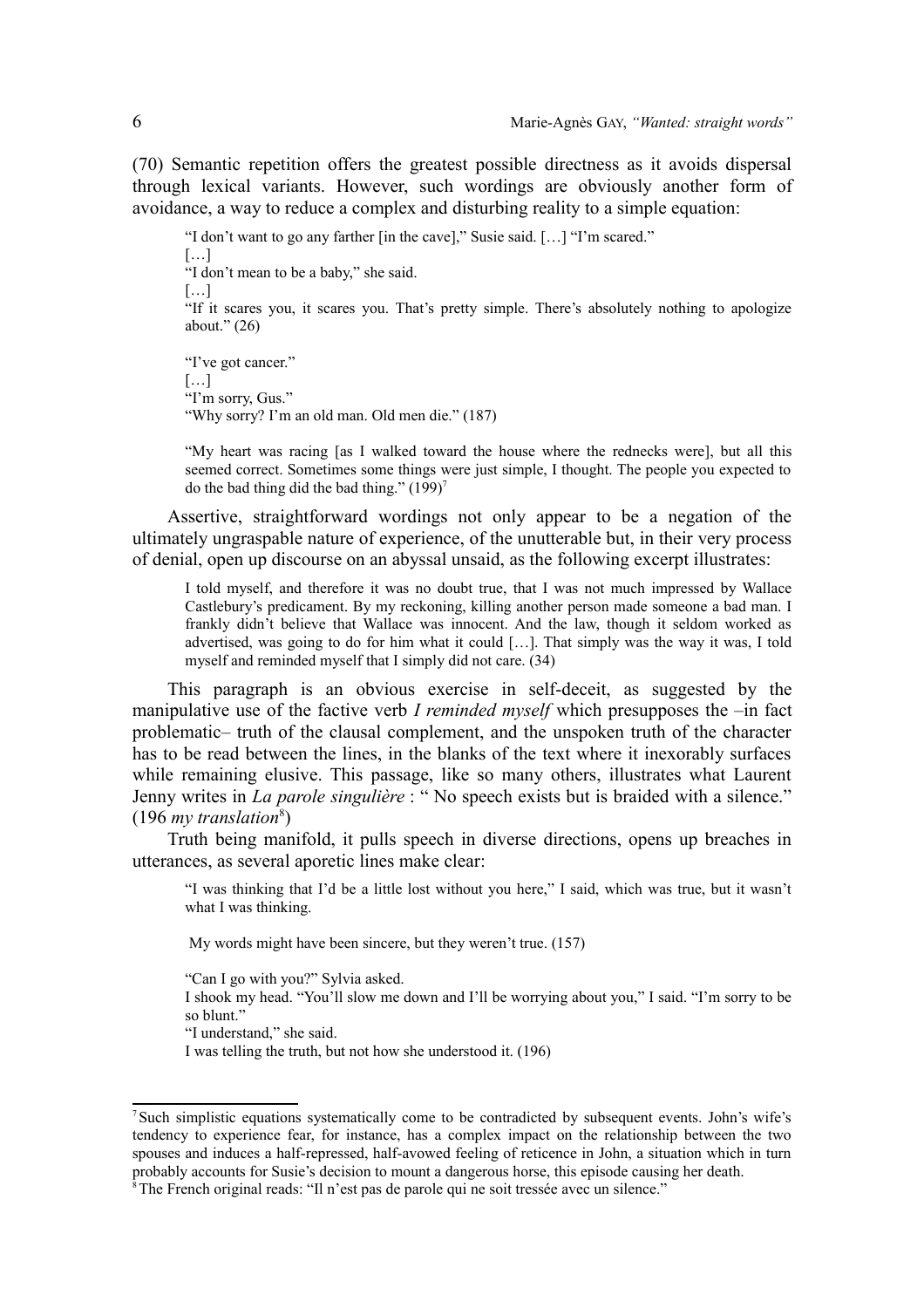(70) Semantic repetition offers the greatest possible directness as it avoids dispersal through lexical variants. However, such wordings are obviously another form of avoidance, a way to reduce a complex and disturbing reality to a simple equation:

> "I don't want to go any farther [in the cave]," Susie said. […] "I'm scared."
> […]
> "I don't mean to be a baby," she said.
> […]
> "If it scares you, it scares you. That's pretty simple. There's absolutely nothing to apologize about." (26)
>
> "I've got cancer."
> […]
> "I'm sorry, Gus."
> "Why sorry? I'm an old man. Old men die." (187)
>
> "My heart was racing [as I walked toward the house where the rednecks were], but all this seemed correct. Sometimes some things were just simple, I thought. The people you expected to do the bad thing did the bad thing." (199)[7]

Assertive, straightforward wordings not only appear to be a negation of the ultimately ungraspable nature of experience, of the unutterable but, in their very process of denial, open up discourse on an abyssal unsaid, as the following excerpt illustrates:

> I told myself, and therefore it was no doubt true, that I was not much impressed by Wallace Castlebury's predicament. By my reckoning, killing another person made someone a bad man. I frankly didn't believe that Wallace was innocent. And the law, though it seldom worked as advertised, was going to do for him what it could […]. That simply was the way it was, I told myself and reminded myself that I simply did not care. (34)

This paragraph is an obvious exercise in self-deceit, as suggested by the manipulative use of the factive verb *I reminded myself* which presupposes the –in fact problematic– truth of the clausal complement, and the unspoken truth of the character has to be read between the lines, in the blanks of the text where it inexorably surfaces while remaining elusive. This passage, like so many others, illustrates what Laurent Jenny writes in *La parole singulière* : " No speech exists but is braided with a silence." (196 *my translation*[8])

Truth being manifold, it pulls speech in diverse directions, opens up breaches in utterances, as several aporetic lines make clear:

> "I was thinking that I'd be a little lost without you here," I said, which was true, but it wasn't what I was thinking.
>
> My words might have been sincere, but they weren't true. (157)
>
> "Can I go with you?" Sylvia asked.
> I shook my head. "You'll slow me down and I'll be worrying about you," I said. "I'm sorry to be so blunt."
> "I understand," she said.
> I was telling the truth, but not how she understood it. (196)

---

[7] Such simplistic equations systematically come to be contradicted by subsequent events. John's wife's tendency to experience fear, for instance, has a complex impact on the relationship between the two spouses and induces a half-repressed, half-avowed feeling of reticence in John, a situation which in turn probably accounts for Susie's decision to mount a dangerous horse, this episode causing her death.

[8] The French original reads: "Il n'est pas de parole qui ne soit tressée avec un silence."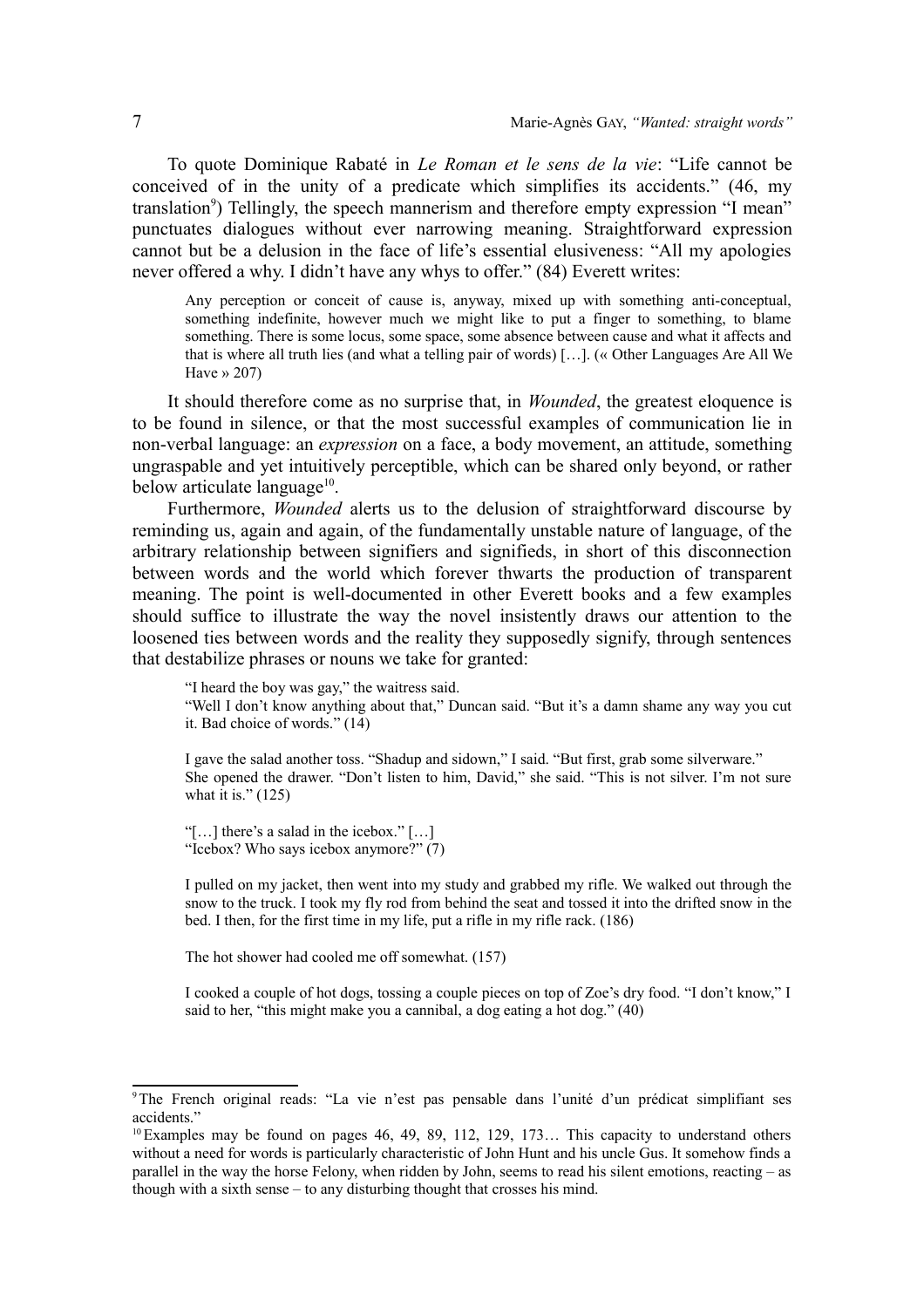To quote Dominique Rabaté in *Le Roman et le sens de la vie*: "Life cannot be conceived of in the unity of a predicate which simplifies its accidents." (46, my translation[9]) Tellingly, the speech mannerism and therefore empty expression "I mean" punctuates dialogues without ever narrowing meaning. Straightforward expression cannot but be a delusion in the face of life's essential elusiveness: "All my apologies never offered a why. I didn't have any whys to offer." (84) Everett writes:

> Any perception or conceit of cause is, anyway, mixed up with something anti-conceptual, something indefinite, however much we might like to put a finger to something, to blame something. There is some locus, some space, some absence between cause and what it affects and that is where all truth lies (and what a telling pair of words) […]. (« Other Languages Are All We Have » 207)

It should therefore come as no surprise that, in *Wounded*, the greatest eloquence is to be found in silence, or that the most successful examples of communication lie in non-verbal language: an *expression* on a face, a body movement, an attitude, something ungraspable and yet intuitively perceptible, which can be shared only beyond, or rather below articulate language[10].

Furthermore, *Wounded* alerts us to the delusion of straightforward discourse by reminding us, again and again, of the fundamentally unstable nature of language, of the arbitrary relationship between signifiers and signifieds, in short of this disconnection between words and the world which forever thwarts the production of transparent meaning. The point is well-documented in other Everett books and a few examples should suffice to illustrate the way the novel insistently draws our attention to the loosened ties between words and the reality they supposedly signify, through sentences that destabilize phrases or nouns we take for granted:

> "I heard the boy was gay," the waitress said.
> "Well I don't know anything about that," Duncan said. "But it's a damn shame any way you cut it. Bad choice of words." (14)
>
> I gave the salad another toss. "Shadup and sidown," I said. "But first, grab some silverware."
> She opened the drawer. "Don't listen to him, David," she said. "This is not silver. I'm not sure what it is." (125)
>
> "[…] there's a salad in the icebox." […]
> "Icebox? Who says icebox anymore?" (7)
>
> I pulled on my jacket, then went into my study and grabbed my rifle. We walked out through the snow to the truck. I took my fly rod from behind the seat and tossed it into the drifted snow in the bed. I then, for the first time in my life, put a rifle in my rifle rack. (186)
>
> The hot shower had cooled me off somewhat. (157)
>
> I cooked a couple of hot dogs, tossing a couple pieces on top of Zoe's dry food. "I don't know," I said to her, "this might make you a cannibal, a dog eating a hot dog." (40)

---

[9] The French original reads: "La vie n'est pas pensable dans l'unité d'un prédicat simplifiant ses accidents."

[10] Examples may be found on pages 46, 49, 89, 112, 129, 173… This capacity to understand others without a need for words is particularly characteristic of John Hunt and his uncle Gus. It somehow finds a parallel in the way the horse Felony, when ridden by John, seems to read his silent emotions, reacting – as though with a sixth sense – to any disturbing thought that crosses his mind.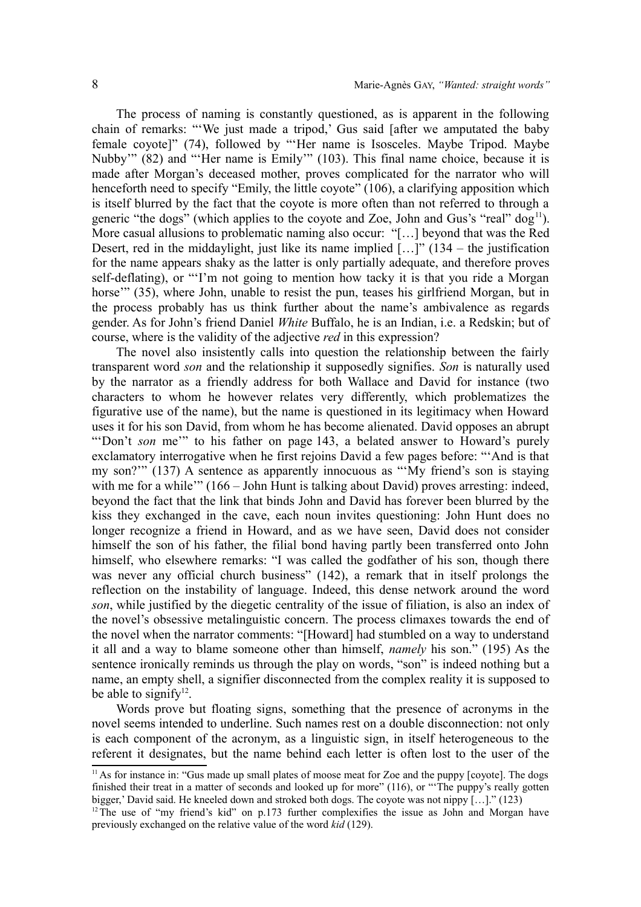The process of naming is constantly questioned, as is apparent in the following chain of remarks: "'We just made a tripod,' Gus said [after we amputated the baby female coyote]" (74), followed by "'Her name is Isosceles. Maybe Tripod. Maybe Nubby'" (82) and "'Her name is Emily'" (103). This final name choice, because it is made after Morgan's deceased mother, proves complicated for the narrator who will henceforth need to specify "Emily, the little coyote" (106), a clarifying apposition which is itself blurred by the fact that the coyote is more often than not referred to through a generic "the dogs" (which applies to the coyote and Zoe, John and Gus's "real" dog[11]). More casual allusions to problematic naming also occur: "[…] beyond that was the Red Desert, red in the middaylight, just like its name implied […]" (134 – the justification for the name appears shaky as the latter is only partially adequate, and therefore proves self-deflating), or "'I'm not going to mention how tacky it is that you ride a Morgan horse'" (35), where John, unable to resist the pun, teases his girlfriend Morgan, but in the process probably has us think further about the name's ambivalence as regards gender. As for John's friend Daniel *White* Buffalo, he is an Indian, i.e. a Redskin; but of course, where is the validity of the adjective *red* in this expression?

The novel also insistently calls into question the relationship between the fairly transparent word *son* and the relationship it supposedly signifies. *Son* is naturally used by the narrator as a friendly address for both Wallace and David for instance (two characters to whom he however relates very differently, which problematizes the figurative use of the name), but the name is questioned in its legitimacy when Howard uses it for his son David, from whom he has become alienated. David opposes an abrupt "'Don't *son* me'" to his father on page 143, a belated answer to Howard's purely exclamatory interrogative when he first rejoins David a few pages before: "'And is that my son?'" (137) A sentence as apparently innocuous as "'My friend's son is staying with me for a while'" (166 – John Hunt is talking about David) proves arresting: indeed, beyond the fact that the link that binds John and David has forever been blurred by the kiss they exchanged in the cave, each noun invites questioning: John Hunt does no longer recognize a friend in Howard, and as we have seen, David does not consider himself the son of his father, the filial bond having partly been transferred onto John himself, who elsewhere remarks: "I was called the godfather of his son, though there was never any official church business" (142), a remark that in itself prolongs the reflection on the instability of language. Indeed, this dense network around the word *son*, while justified by the diegetic centrality of the issue of filiation, is also an index of the novel's obsessive metalinguistic concern. The process climaxes towards the end of the novel when the narrator comments: "[Howard] had stumbled on a way to understand it all and a way to blame someone other than himself, *namely* his son." (195) As the sentence ironically reminds us through the play on words, "son" is indeed nothing but a name, an empty shell, a signifier disconnected from the complex reality it is supposed to be able to signify[12].

Words prove but floating signs, something that the presence of acronyms in the novel seems intended to underline. Such names rest on a double disconnection: not only is each component of the acronym, as a linguistic sign, in itself heterogeneous to the referent it designates, but the name behind each letter is often lost to the user of the

---

[11] As for instance in: "Gus made up small plates of moose meat for Zoe and the puppy [coyote]. The dogs finished their treat in a matter of seconds and looked up for more" (116), or "'The puppy's really gotten bigger,' David said. He kneeled down and stroked both dogs. The coyote was not nippy […]." (123)

[12] The use of "my friend's kid" on p.173 further complexifies the issue as John and Morgan have previously exchanged on the relative value of the word *kid* (129).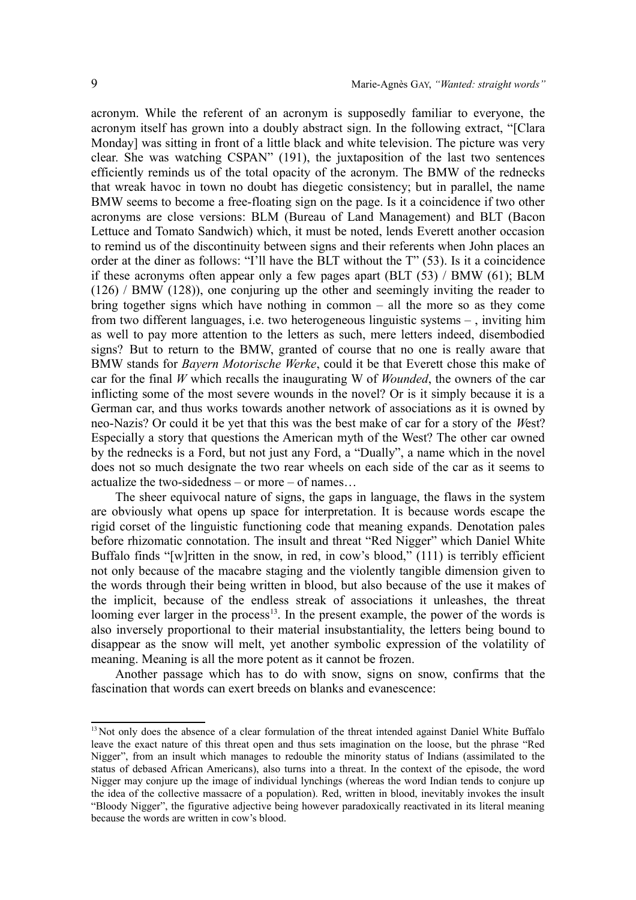acronym. While the referent of an acronym is supposedly familiar to everyone, the acronym itself has grown into a doubly abstract sign. In the following extract, "[Clara Monday] was sitting in front of a little black and white television. The picture was very clear. She was watching CSPAN" (191), the juxtaposition of the last two sentences efficiently reminds us of the total opacity of the acronym. The BMW of the rednecks that wreak havoc in town no doubt has diegetic consistency; but in parallel, the name BMW seems to become a free-floating sign on the page. Is it a coincidence if two other acronyms are close versions: BLM (Bureau of Land Management) and BLT (Bacon Lettuce and Tomato Sandwich) which, it must be noted, lends Everett another occasion to remind us of the discontinuity between signs and their referents when John places an order at the diner as follows: "I'll have the BLT without the T" (53). Is it a coincidence if these acronyms often appear only a few pages apart (BLT (53) / BMW (61); BLM (126) / BMW (128)), one conjuring up the other and seemingly inviting the reader to bring together signs which have nothing in common – all the more so as they come from two different languages, i.e. two heterogeneous linguistic systems – , inviting him as well to pay more attention to the letters as such, mere letters indeed, disembodied signs? But to return to the BMW, granted of course that no one is really aware that BMW stands for *Bayern Motorische Werke*, could it be that Everett chose this make of car for the final *W* which recalls the inaugurating W of *Wounded*, the owners of the car inflicting some of the most severe wounds in the novel? Or is it simply because it is a German car, and thus works towards another network of associations as it is owned by neo-Nazis? Or could it be yet that this was the best make of car for a story of the *W*est? Especially a story that questions the American myth of the West? The other car owned by the rednecks is a Ford, but not just any Ford, a "Dually", a name which in the novel does not so much designate the two rear wheels on each side of the car as it seems to actualize the two-sidedness – or more – of names…

The sheer equivocal nature of signs, the gaps in language, the flaws in the system are obviously what opens up space for interpretation. It is because words escape the rigid corset of the linguistic functioning code that meaning expands. Denotation pales before rhizomatic connotation. The insult and threat "Red Nigger" which Daniel White Buffalo finds "[w]ritten in the snow, in red, in cow's blood," (111) is terribly efficient not only because of the macabre staging and the violently tangible dimension given to the words through their being written in blood, but also because of the use it makes of the implicit, because of the endless streak of associations it unleashes, the threat looming ever larger in the process[13]. In the present example, the power of the words is also inversely proportional to their material insubstantiality, the letters being bound to disappear as the snow will melt, yet another symbolic expression of the volatility of meaning. Meaning is all the more potent as it cannot be frozen.

Another passage which has to do with snow, signs on snow, confirms that the fascination that words can exert breeds on blanks and evanescence:

[13] Not only does the absence of a clear formulation of the threat intended against Daniel White Buffalo leave the exact nature of this threat open and thus sets imagination on the loose, but the phrase "Red Nigger", from an insult which manages to redouble the minority status of Indians (assimilated to the status of debased African Americans), also turns into a threat. In the context of the episode, the word Nigger may conjure up the image of individual lynchings (whereas the word Indian tends to conjure up the idea of the collective massacre of a population). Red, written in blood, inevitably invokes the insult "Bloody Nigger", the figurative adjective being however paradoxically reactivated in its literal meaning because the words are written in cow's blood.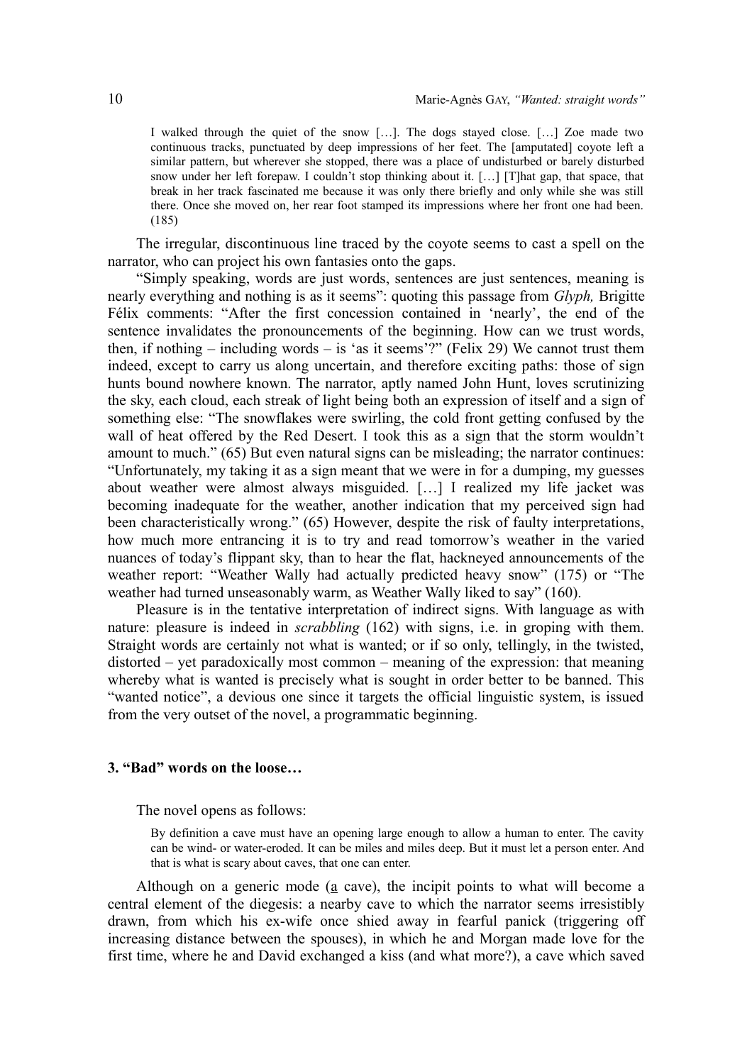> I walked through the quiet of the snow […]. The dogs stayed close. […] Zoe made two continuous tracks, punctuated by deep impressions of her feet. The [amputated] coyote left a similar pattern, but wherever she stopped, there was a place of undisturbed or barely disturbed snow under her left forepaw. I couldn't stop thinking about it. […] [T]hat gap, that space, that break in her track fascinated me because it was only there briefly and only while she was still there. Once she moved on, her rear foot stamped its impressions where her front one had been. (185)

The irregular, discontinuous line traced by the coyote seems to cast a spell on the narrator, who can project his own fantasies onto the gaps.

"Simply speaking, words are just words, sentences are just sentences, meaning is nearly everything and nothing is as it seems": quoting this passage from *Glyph,* Brigitte Félix comments: "After the first concession contained in 'nearly', the end of the sentence invalidates the pronouncements of the beginning. How can we trust words, then, if nothing – including words – is 'as it seems'?" (Felix 29) We cannot trust them indeed, except to carry us along uncertain, and therefore exciting paths: those of sign hunts bound nowhere known. The narrator, aptly named John Hunt, loves scrutinizing the sky, each cloud, each streak of light being both an expression of itself and a sign of something else: "The snowflakes were swirling, the cold front getting confused by the wall of heat offered by the Red Desert. I took this as a sign that the storm wouldn't amount to much." (65) But even natural signs can be misleading; the narrator continues: "Unfortunately, my taking it as a sign meant that we were in for a dumping, my guesses about weather were almost always misguided. […] I realized my life jacket was becoming inadequate for the weather, another indication that my perceived sign had been characteristically wrong." (65) However, despite the risk of faulty interpretations, how much more entrancing it is to try and read tomorrow's weather in the varied nuances of today's flippant sky, than to hear the flat, hackneyed announcements of the weather report: "Weather Wally had actually predicted heavy snow" (175) or "The weather had turned unseasonably warm, as Weather Wally liked to say" (160).

Pleasure is in the tentative interpretation of indirect signs. With language as with nature: pleasure is indeed in *scrabbling* (162) with signs, i.e. in groping with them. Straight words are certainly not what is wanted; or if so only, tellingly, in the twisted, distorted – yet paradoxically most common – meaning of the expression: that meaning whereby what is wanted is precisely what is sought in order better to be banned. This "wanted notice", a devious one since it targets the official linguistic system, is issued from the very outset of the novel, a programmatic beginning.

### 3. "Bad" words on the loose…

The novel opens as follows:

> By definition a cave must have an opening large enough to allow a human to enter. The cavity can be wind- or water-eroded. It can be miles and miles deep. But it must let a person enter. And that is what is scary about caves, that one can enter.

Although on a generic mode (<u>a</u> cave), the incipit points to what will become a central element of the diegesis: a nearby cave to which the narrator seems irresistibly drawn, from which his ex-wife once shied away in fearful panick (triggering off increasing distance between the spouses), in which he and Morgan made love for the first time, where he and David exchanged a kiss (and what more?), a cave which saved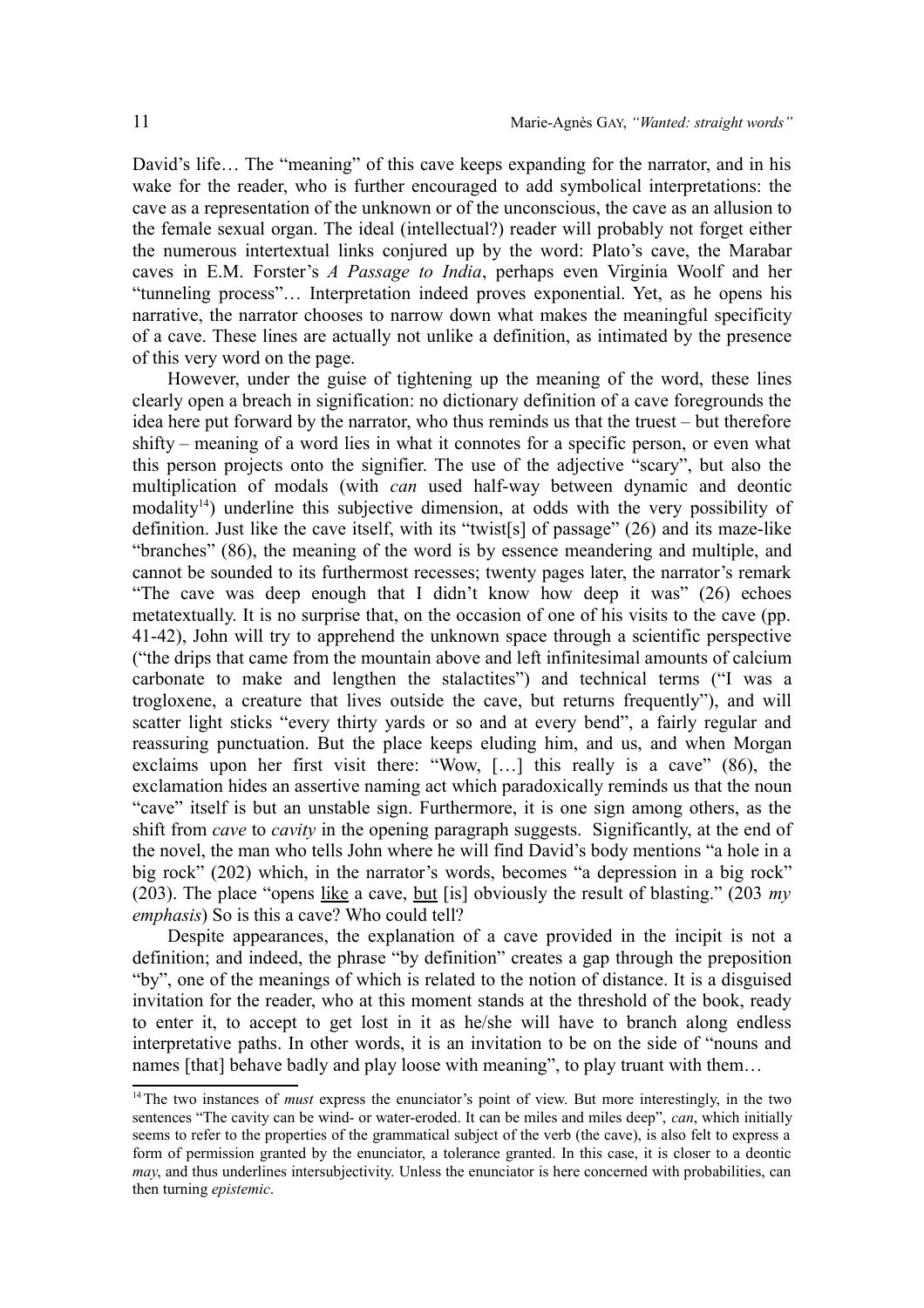David's life… The "meaning" of this cave keeps expanding for the narrator, and in his wake for the reader, who is further encouraged to add symbolical interpretations: the cave as a representation of the unknown or of the unconscious, the cave as an allusion to the female sexual organ. The ideal (intellectual?) reader will probably not forget either the numerous intertextual links conjured up by the word: Plato's cave, the Marabar caves in E.M. Forster's *A Passage to India*, perhaps even Virginia Woolf and her "tunneling process"… Interpretation indeed proves exponential. Yet, as he opens his narrative, the narrator chooses to narrow down what makes the meaningful specificity of a cave. These lines are actually not unlike a definition, as intimated by the presence of this very word on the page.

However, under the guise of tightening up the meaning of the word, these lines clearly open a breach in signification: no dictionary definition of a cave foregrounds the idea here put forward by the narrator, who thus reminds us that the truest – but therefore shifty – meaning of a word lies in what it connotes for a specific person, or even what this person projects onto the signifier. The use of the adjective "scary", but also the multiplication of modals (with *can* used half-way between dynamic and deontic modality[14]) underline this subjective dimension, at odds with the very possibility of definition. Just like the cave itself, with its "twist[s] of passage" (26) and its maze-like "branches" (86), the meaning of the word is by essence meandering and multiple, and cannot be sounded to its furthermost recesses; twenty pages later, the narrator's remark "The cave was deep enough that I didn't know how deep it was" (26) echoes metatextually. It is no surprise that, on the occasion of one of his visits to the cave (pp. 41-42), John will try to apprehend the unknown space through a scientific perspective ("the drips that came from the mountain above and left infinitesimal amounts of calcium carbonate to make and lengthen the stalactites") and technical terms ("I was a trogloxene, a creature that lives outside the cave, but returns frequently"), and will scatter light sticks "every thirty yards or so and at every bend", a fairly regular and reassuring punctuation. But the place keeps eluding him, and us, and when Morgan exclaims upon her first visit there: "Wow, […] this really is a cave" (86), the exclamation hides an assertive naming act which paradoxically reminds us that the noun "cave" itself is but an unstable sign. Furthermore, it is one sign among others, as the shift from *cave* to *cavity* in the opening paragraph suggests. Significantly, at the end of the novel, the man who tells John where he will find David's body mentions "a hole in a big rock" (202) which, in the narrator's words, becomes "a depression in a big rock" (203). The place "opens <u>like</u> a cave, <u>but</u> [is] obviously the result of blasting." (203 *my emphasis*) So is this a cave? Who could tell?

Despite appearances, the explanation of a cave provided in the incipit is not a definition; and indeed, the phrase "by definition" creates a gap through the preposition "by", one of the meanings of which is related to the notion of distance. It is a disguised invitation for the reader, who at this moment stands at the threshold of the book, ready to enter it, to accept to get lost in it as he/she will have to branch along endless interpretative paths. In other words, it is an invitation to be on the side of "nouns and names [that] behave badly and play loose with meaning", to play truant with them…

---

[14] The two instances of *must* express the enunciator's point of view. But more interestingly, in the two sentences "The cavity can be wind- or water-eroded. It can be miles and miles deep", *can*, which initially seems to refer to the properties of the grammatical subject of the verb (the cave), is also felt to express a form of permission granted by the enunciator, a tolerance granted. In this case, it is closer to a deontic *may*, and thus underlines intersubjectivity. Unless the enunciator is here concerned with probabilities, can then turning *epistemic*.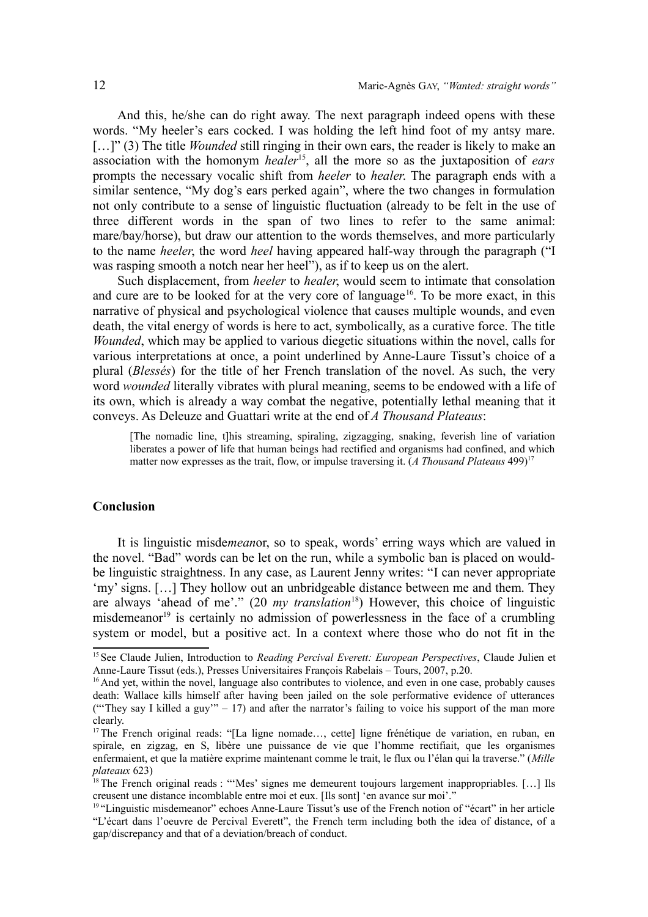And this, he/she can do right away. The next paragraph indeed opens with these words. "My heeler's ears cocked. I was holding the left hind foot of my antsy mare. […]" (3) The title *Wounded* still ringing in their own ears, the reader is likely to make an association with the homonym *healer*[15], all the more so as the juxtaposition of *ears* prompts the necessary vocalic shift from *heeler* to *healer*. The paragraph ends with a similar sentence, "My dog's ears perked again", where the two changes in formulation not only contribute to a sense of linguistic fluctuation (already to be felt in the use of three different words in the span of two lines to refer to the same animal: mare/bay/horse), but draw our attention to the words themselves, and more particularly to the name *heeler*, the word *heel* having appeared half-way through the paragraph ("I was rasping smooth a notch near her heel"), as if to keep us on the alert.

Such displacement, from *heeler* to *healer*, would seem to intimate that consolation and cure are to be looked for at the very core of language[16]. To be more exact, in this narrative of physical and psychological violence that causes multiple wounds, and even death, the vital energy of words is here to act, symbolically, as a curative force. The title *Wounded*, which may be applied to various diegetic situations within the novel, calls for various interpretations at once, a point underlined by Anne-Laure Tissut's choice of a plural (*Blessés*) for the title of her French translation of the novel. As such, the very word *wounded* literally vibrates with plural meaning, seems to be endowed with a life of its own, which is already a way combat the negative, potentially lethal meaning that it conveys. As Deleuze and Guattari write at the end of *A Thousand Plateaus*:

> [The nomadic line, t]his streaming, spiraling, zigzagging, snaking, feverish line of variation liberates a power of life that human beings had rectified and organisms had confined, and which matter now expresses as the trait, flow, or impulse traversing it. (*A Thousand Plateaus* 499)[17]

## Conclusion

It is linguistic misde*mean*or, so to speak, words' erring ways which are valued in the novel. "Bad" words can be let on the run, while a symbolic ban is placed on would-be linguistic straightness. In any case, as Laurent Jenny writes: "I can never appropriate 'my' signs. […] They hollow out an unbridgeable distance between me and them. They are always 'ahead of me'." (20 *my translation*[18]) However, this choice of linguistic misdemeanor[19] is certainly no admission of powerlessness in the face of a crumbling system or model, but a positive act. In a context where those who do not fit in the

---

[15] See Claude Julien, Introduction to *Reading Percival Everett: European Perspectives*, Claude Julien et Anne-Laure Tissut (eds.), Presses Universitaires François Rabelais – Tours, 2007, p.20.

[16] And yet, within the novel, language also contributes to violence, and even in one case, probably causes death: Wallace kills himself after having been jailed on the sole performative evidence of utterances ("'They say I killed a guy'" – 17) and after the narrator's failing to voice his support of the man more clearly.

[17] The French original reads: "[La ligne nomade…, cette] ligne frénétique de variation, en ruban, en spirale, en zigzag, en S, libère une puissance de vie que l'homme rectifiait, que les organismes enfermaient, et que la matière exprime maintenant comme le trait, le flux ou l'élan qui la traverse." (*Mille plateaux* 623)

[18] The French original reads : "'Mes' signes me demeurent toujours largement inappropriables. […] Ils creusent une distance incomblable entre moi et eux. [Ils sont] 'en avance sur moi'."

[19] "Linguistic misdemeanor" echoes Anne-Laure Tissut's use of the French notion of "écart" in her article "L'écart dans l'oeuvre de Percival Everett", the French term including both the idea of distance, of a gap/discrepancy and that of a deviation/breach of conduct.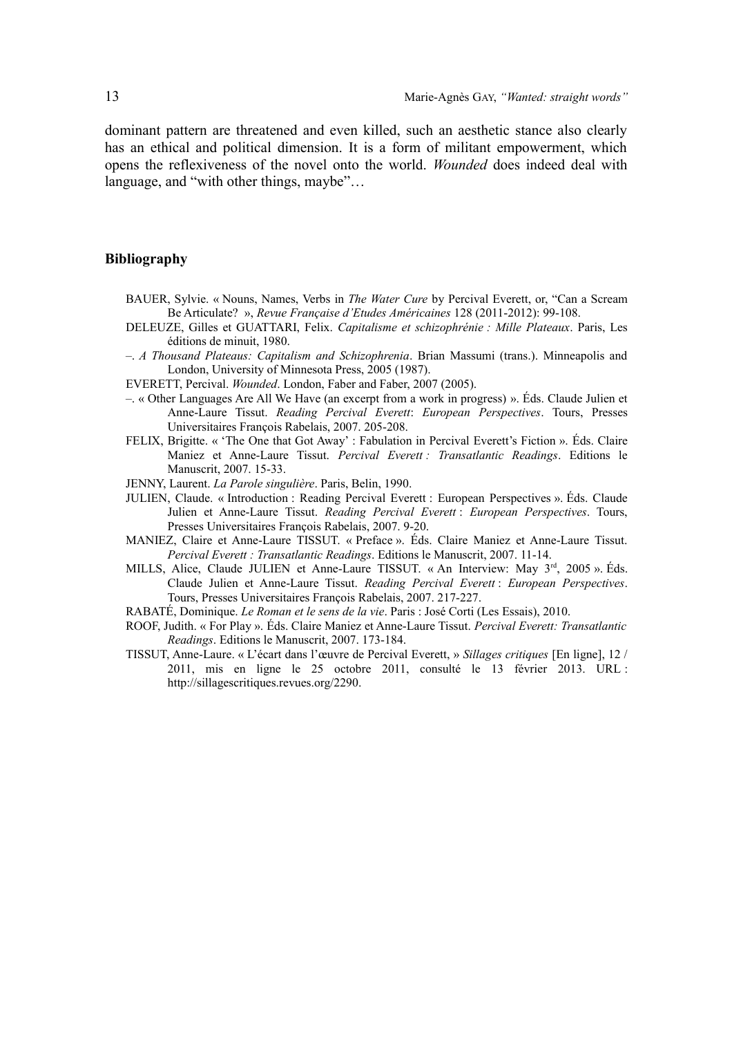dominant pattern are threatened and even killed, such an aesthetic stance also clearly has an ethical and political dimension. It is a form of militant empowerment, which opens the reflexiveness of the novel onto the world. *Wounded* does indeed deal with language, and "with other things, maybe"…

## Bibliography

BAUER, Sylvie. « Nouns, Names, Verbs in *The Water Cure* by Percival Everett, or, "Can a Scream Be Articulate? », *Revue Française d'Etudes Américaines* 128 (2011-2012): 99-108.

DELEUZE, Gilles et GUATTARI, Felix. *Capitalisme et schizophrénie : Mille Plateaux*. Paris, Les éditions de minuit, 1980.

–. *A Thousand Plateaus: Capitalism and Schizophrenia*. Brian Massumi (trans.). Minneapolis and London, University of Minnesota Press, 2005 (1987).

EVERETT, Percival. *Wounded*. London, Faber and Faber, 2007 (2005).

–. « Other Languages Are All We Have (an excerpt from a work in progress) ». Éds. Claude Julien et Anne-Laure Tissut. *Reading Percival Everett*: *European Perspectives*. Tours, Presses Universitaires François Rabelais, 2007. 205-208.

FELIX, Brigitte. « 'The One that Got Away' : Fabulation in Percival Everett's Fiction ». Éds. Claire Maniez et Anne-Laure Tissut. *Percival Everett : Transatlantic Readings*. Editions le Manuscrit, 2007. 15-33.

JENNY, Laurent. *La Parole singulière*. Paris, Belin, 1990.

JULIEN, Claude. « Introduction : Reading Percival Everett : European Perspectives ». Éds. Claude Julien et Anne-Laure Tissut. *Reading Percival Everett* : *European Perspectives*. Tours, Presses Universitaires François Rabelais, 2007. 9-20.

MANIEZ, Claire et Anne-Laure TISSUT. « Preface ». Éds. Claire Maniez et Anne-Laure Tissut. *Percival Everett : Transatlantic Readings*. Editions le Manuscrit, 2007. 11-14.

MILLS, Alice, Claude JULIEN et Anne-Laure TISSUT. « An Interview: May 3rd, 2005 ». Éds. Claude Julien et Anne-Laure Tissut. *Reading Percival Everett* : *European Perspectives*. Tours, Presses Universitaires François Rabelais, 2007. 217-227.

RABATÉ, Dominique. *Le Roman et le sens de la vie*. Paris : José Corti (Les Essais), 2010.

ROOF, Judith. « For Play ». Éds. Claire Maniez et Anne-Laure Tissut. *Percival Everett: Transatlantic Readings*. Editions le Manuscrit, 2007. 173-184.

TISSUT, Anne-Laure. « L'écart dans l'œuvre de Percival Everett, » *Sillages critiques* [En ligne], 12 / 2011, mis en ligne le 25 octobre 2011, consulté le 13 février 2013. URL : http://sillagescritiques.revues.org/2290.